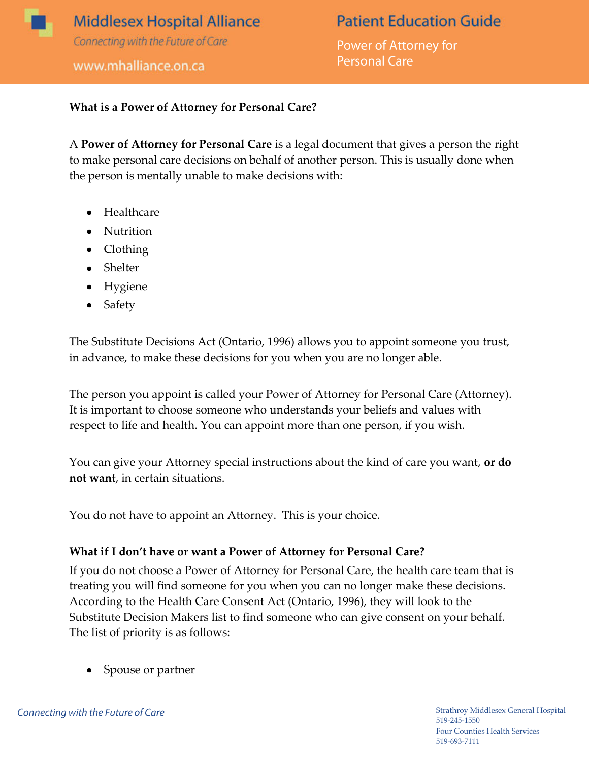# Middlesex Hospital Alliance

*Connecting with the Future of Care*

www.mhalliance.on.ca

## Patient Education Guide

Power of Attorney for Personal Care

**What is a Power of Attorney for Personal Care?**

A **Power of Attorney for Personal Care** is a legal document that gives a person the right to make personal care decisions on behalf of another person. This is usually done when the person is mentally unable to make decisions with:

- Healthcare
- Nutrition
- Clothing
- Shelter
- Hygiene
- Safety

The Substitute Decisions Act (Ontario, 1996) allows you to appoint someone you trust, in advance, to make these decisions for you when you are no longer able.

The person you appoint is called your Power of Attorney for Personal Care (Attorney). It is important to choose someone who understands your beliefs and values with respect to life and health. You can appoint more than one person, if you wish.

You can give your Attorney special instructions about the kind of care you want, **or do not want**, in certain situations.

You do not have to appoint an Attorney. This is your choice.

**What if I don't have or want a Power of Attorney for Personal Care?**

If you do not choose a Power of Attorney for Personal Care, the health care team that is treating you will find someone for you when you can no longer make these decisions. According to the Health Care Consent Act (Ontario, 1996), they will look to the Substitute Decision Makers list to find someone who can give consent on your behalf. The list of priority is as follows:

- Spouse or partner

Strathroy Middlesex General Hospital
519-245-1550
Four Counties Health Services
519-693-7111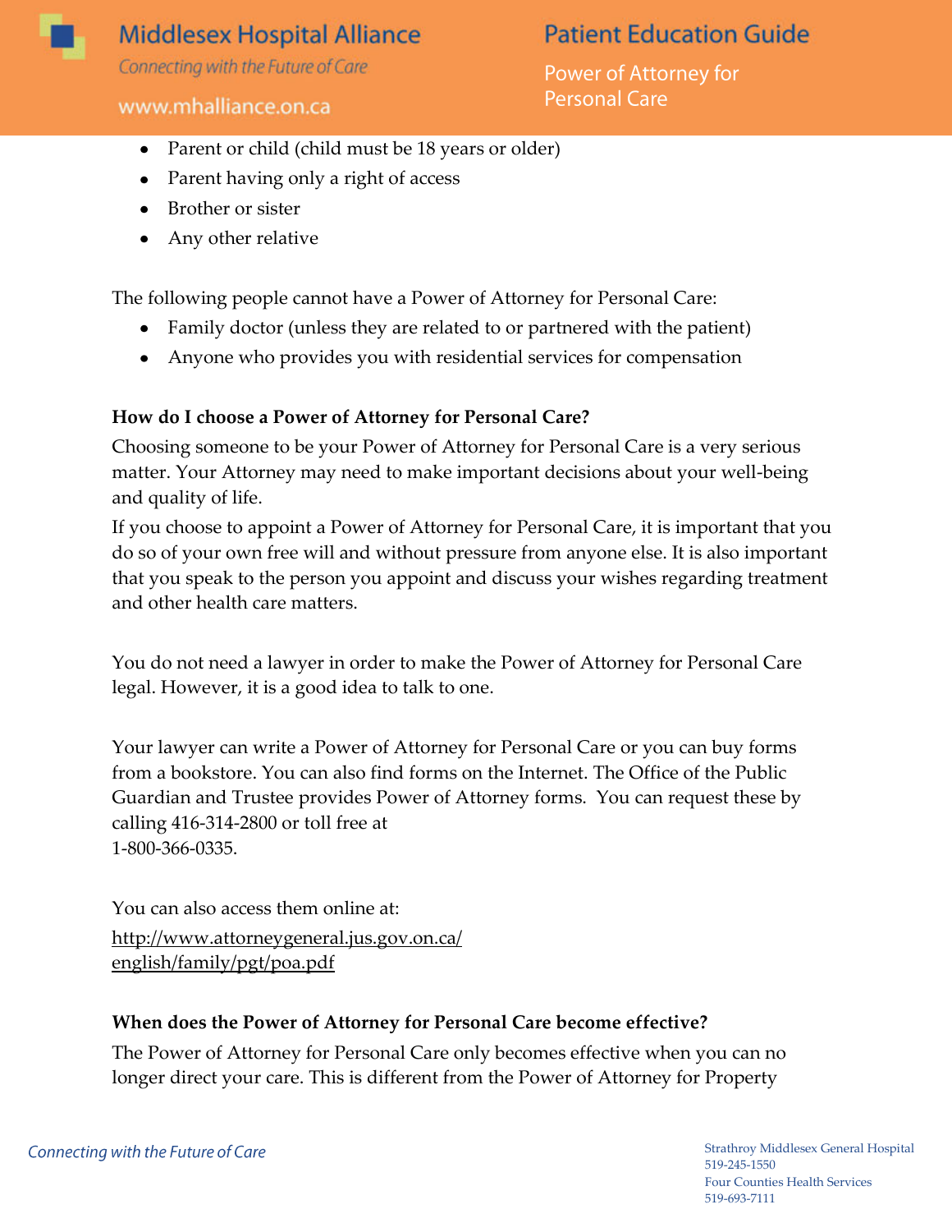- Parent or child (child must be 18 years or older)
- Parent having only a right of access
- Brother or sister
- Any other relative

The following people cannot have a Power of Attorney for Personal Care:

- Family doctor (unless they are related to or partnered with the patient)
- Anyone who provides you with residential services for compensation

**How do I choose a Power of Attorney for Personal Care?**

Choosing someone to be your Power of Attorney for Personal Care is a very serious matter. Your Attorney may need to make important decisions about your well-being and quality of life.

If you choose to appoint a Power of Attorney for Personal Care, it is important that you do so of your own free will and without pressure from anyone else. It is also important that you speak to the person you appoint and discuss your wishes regarding treatment and other health care matters.

You do not need a lawyer in order to make the Power of Attorney for Personal Care legal. However, it is a good idea to talk to one.

Your lawyer can write a Power of Attorney for Personal Care or you can buy forms from a bookstore. You can also find forms on the Internet. The Office of the Public Guardian and Trustee provides Power of Attorney forms. You can request these by calling 416-314-2800 or toll free at 1-800-366-0335.

You can also access them online at: http://www.attorneygeneral.jus.gov.on.ca/english/family/pgt/poa.pdf

**When does the Power of Attorney for Personal Care become effective?**

The Power of Attorney for Personal Care only becomes effective when you can no longer direct your care. This is different from the Power of Attorney for Property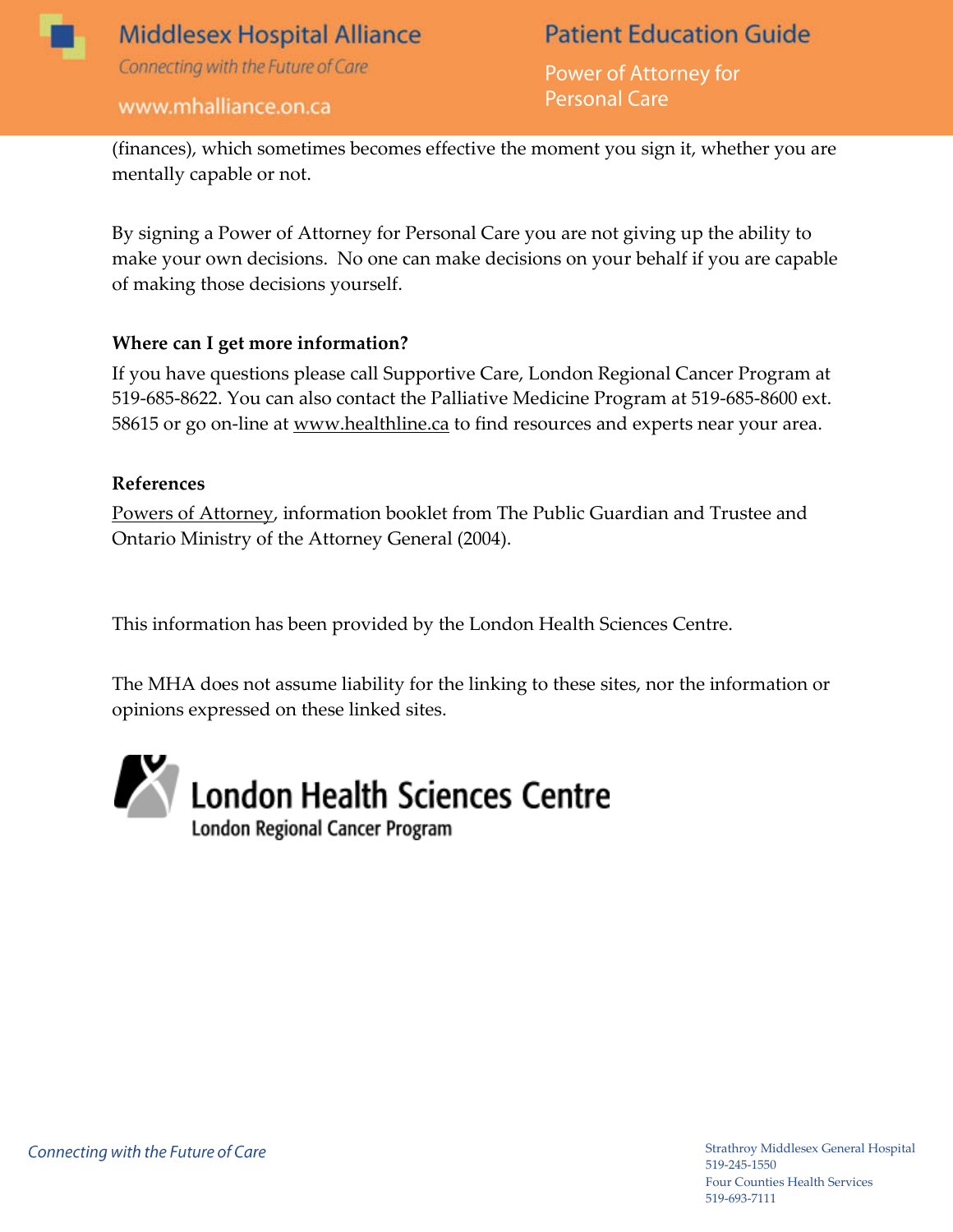(finances), which sometimes becomes effective the moment you sign it, whether you are mentally capable or not.

By signing a Power of Attorney for Personal Care you are not giving up the ability to make your own decisions. No one can make decisions on your behalf if you are capable of making those decisions yourself.

**Where can I get more information?**

If you have questions please call Supportive Care, London Regional Cancer Program at 519-685-8622. You can also contact the Palliative Medicine Program at 519-685-8600 ext. 58615 or go on-line at www.healthline.ca to find resources and experts near your area.

**References**

Powers of Attorney, information booklet from The Public Guardian and Trustee and Ontario Ministry of the Attorney General (2004).

This information has been provided by the London Health Sciences Centre.

The MHA does not assume liability for the linking to these sites, nor the information or opinions expressed on these linked sites.

London Health Sciences Centre
London Regional Cancer Program